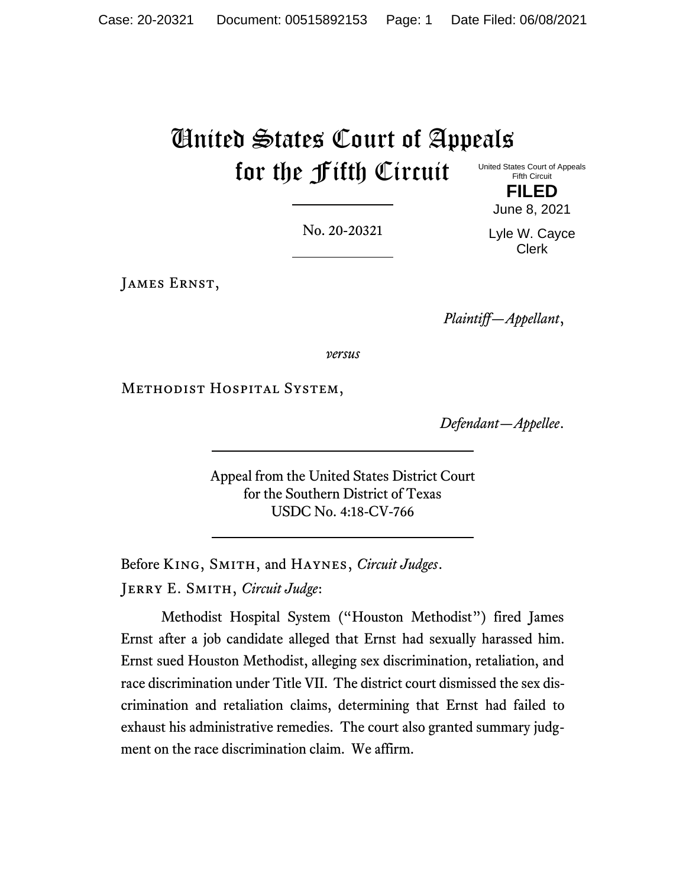# United States Court of Appeals for the Fifth Circuit

United States Court of Appeals
Fifth Circuit

**FILED**

June 8, 2021

Lyle W. Cayce
Clerk

No. 20-20321

James Ernst,

*Plaintiff—Appellant*,

*versus*

Methodist Hospital System,

*Defendant—Appellee*.

Appeal from the United States District Court
for the Southern District of Texas
USDC No. 4:18-CV-766

Before King, Smith, and Haynes, *Circuit Judges*.

Jerry E. Smith, *Circuit Judge*:

Methodist Hospital System ("Houston Methodist") fired James Ernst after a job candidate alleged that Ernst had sexually harassed him. Ernst sued Houston Methodist, alleging sex discrimination, retaliation, and race discrimination under Title VII. The district court dismissed the sex discrimination and retaliation claims, determining that Ernst had failed to exhaust his administrative remedies. The court also granted summary judgment on the race discrimination claim. We affirm.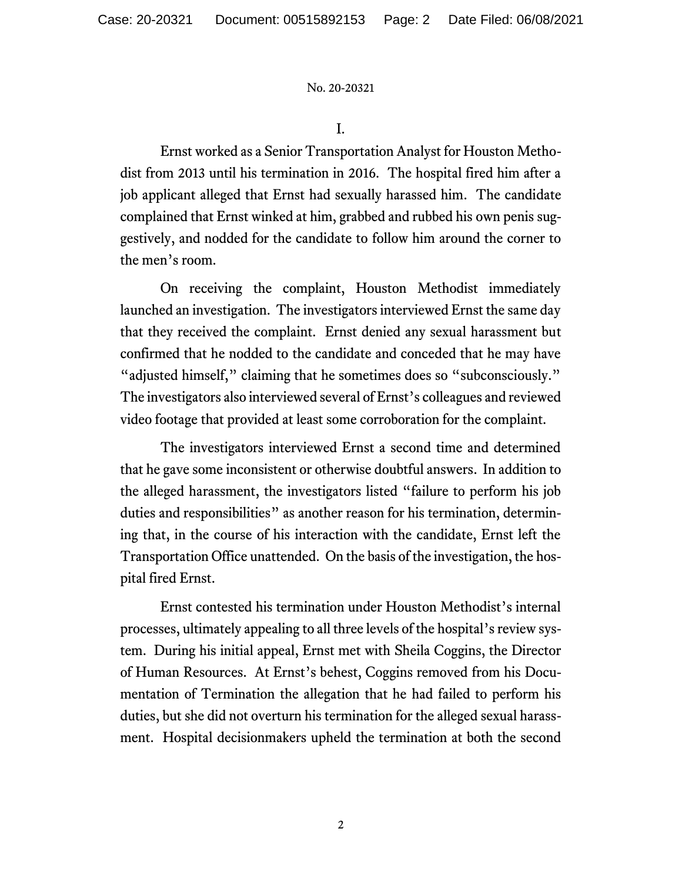I.

Ernst worked as a Senior Transportation Analyst for Houston Methodist from 2013 until his termination in 2016. The hospital fired him after a job applicant alleged that Ernst had sexually harassed him. The candidate complained that Ernst winked at him, grabbed and rubbed his own penis suggestively, and nodded for the candidate to follow him around the corner to the men's room.

On receiving the complaint, Houston Methodist immediately launched an investigation. The investigators interviewed Ernst the same day that they received the complaint. Ernst denied any sexual harassment but confirmed that he nodded to the candidate and conceded that he may have "adjusted himself," claiming that he sometimes does so "subconsciously." The investigators also interviewed several of Ernst's colleagues and reviewed video footage that provided at least some corroboration for the complaint.

The investigators interviewed Ernst a second time and determined that he gave some inconsistent or otherwise doubtful answers. In addition to the alleged harassment, the investigators listed "failure to perform his job duties and responsibilities" as another reason for his termination, determining that, in the course of his interaction with the candidate, Ernst left the Transportation Office unattended. On the basis of the investigation, the hospital fired Ernst.

Ernst contested his termination under Houston Methodist's internal processes, ultimately appealing to all three levels of the hospital's review system. During his initial appeal, Ernst met with Sheila Coggins, the Director of Human Resources. At Ernst's behest, Coggins removed from his Documentation of Termination the allegation that he had failed to perform his duties, but she did not overturn his termination for the alleged sexual harassment. Hospital decisionmakers upheld the termination at both the second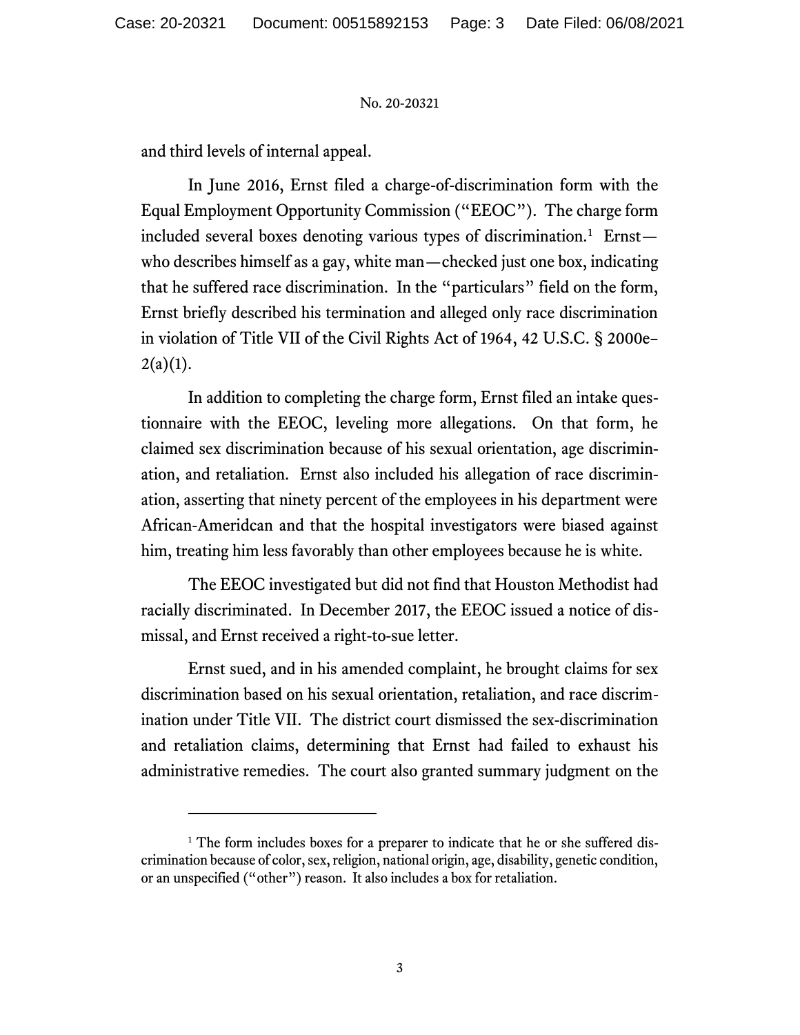and third levels of internal appeal.

In June 2016, Ernst filed a charge-of-discrimination form with the Equal Employment Opportunity Commission ("EEOC"). The charge form included several boxes denoting various types of discrimination.[1] Ernst—who describes himself as a gay, white man—checked just one box, indicating that he suffered race discrimination. In the "particulars" field on the form, Ernst briefly described his termination and alleged only race discrimination in violation of Title VII of the Civil Rights Act of 1964, 42 U.S.C. § 2000e–2(a)(1).

In addition to completing the charge form, Ernst filed an intake questionnaire with the EEOC, leveling more allegations. On that form, he claimed sex discrimination because of his sexual orientation, age discrimination, and retaliation. Ernst also included his allegation of race discrimination, asserting that ninety percent of the employees in his department were African-Ameridcan and that the hospital investigators were biased against him, treating him less favorably than other employees because he is white.

The EEOC investigated but did not find that Houston Methodist had racially discriminated. In December 2017, the EEOC issued a notice of dismissal, and Ernst received a right-to-sue letter.

Ernst sued, and in his amended complaint, he brought claims for sex discrimination based on his sexual orientation, retaliation, and race discrimination under Title VII. The district court dismissed the sex-discrimination and retaliation claims, determining that Ernst had failed to exhaust his administrative remedies. The court also granted summary judgment on the

---

[1] The form includes boxes for a preparer to indicate that he or she suffered discrimination because of color, sex, religion, national origin, age, disability, genetic condition, or an unspecified ("other") reason. It also includes a box for retaliation.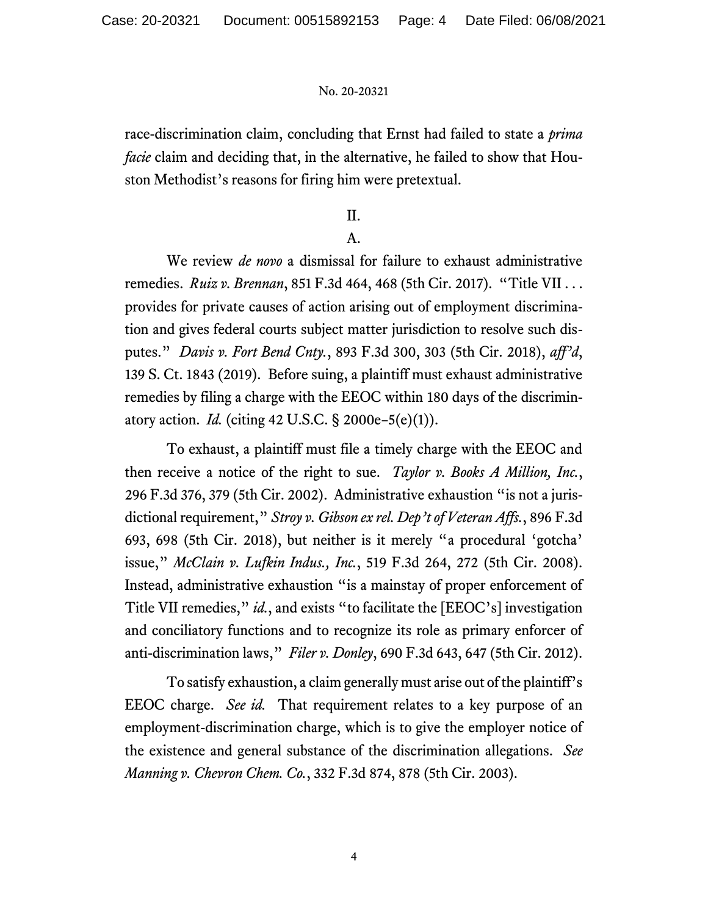race-discrimination claim, concluding that Ernst had failed to state a *prima facie* claim and deciding that, in the alternative, he failed to show that Houston Methodist's reasons for firing him were pretextual.

## II.

### A.

We review *de novo* a dismissal for failure to exhaust administrative remedies. *Ruiz v. Brennan*, 851 F.3d 464, 468 (5th Cir. 2017). "Title VII . . . provides for private causes of action arising out of employment discrimination and gives federal courts subject matter jurisdiction to resolve such disputes." *Davis v. Fort Bend Cnty.*, 893 F.3d 300, 303 (5th Cir. 2018), *aff'd*, 139 S. Ct. 1843 (2019). Before suing, a plaintiff must exhaust administrative remedies by filing a charge with the EEOC within 180 days of the discriminatory action. *Id.* (citing 42 U.S.C. § 2000e–5(e)(1)).

To exhaust, a plaintiff must file a timely charge with the EEOC and then receive a notice of the right to sue. *Taylor v. Books A Million, Inc.*, 296 F.3d 376, 379 (5th Cir. 2002). Administrative exhaustion "is not a jurisdictional requirement," *Stroy v. Gibson ex rel. Dep't of Veteran Affs.*, 896 F.3d 693, 698 (5th Cir. 2018), but neither is it merely "a procedural 'gotcha' issue," *McClain v. Lufkin Indus., Inc.*, 519 F.3d 264, 272 (5th Cir. 2008). Instead, administrative exhaustion "is a mainstay of proper enforcement of Title VII remedies," *id.*, and exists "to facilitate the [EEOC's] investigation and conciliatory functions and to recognize its role as primary enforcer of anti-discrimination laws," *Filer v. Donley*, 690 F.3d 643, 647 (5th Cir. 2012).

To satisfy exhaustion, a claim generally must arise out of the plaintiff's EEOC charge. *See id.* That requirement relates to a key purpose of an employment-discrimination charge, which is to give the employer notice of the existence and general substance of the discrimination allegations. *See Manning v. Chevron Chem. Co.*, 332 F.3d 874, 878 (5th Cir. 2003).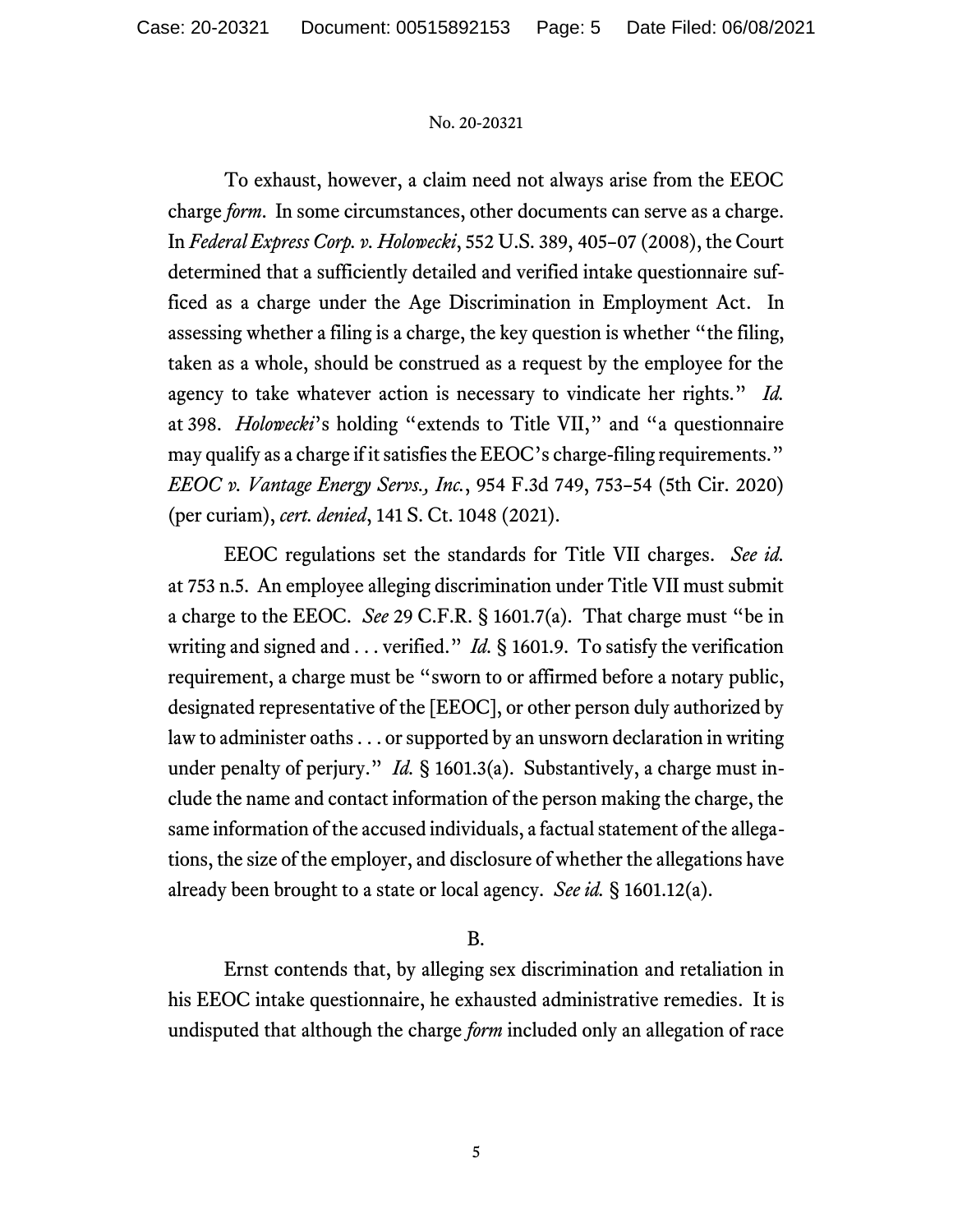To exhaust, however, a claim need not always arise from the EEOC charge *form*. In some circumstances, other documents can serve as a charge. In *Federal Express Corp. v. Holowecki*, 552 U.S. 389, 405–07 (2008), the Court determined that a sufficiently detailed and verified intake questionnaire sufficed as a charge under the Age Discrimination in Employment Act. In assessing whether a filing is a charge, the key question is whether "the filing, taken as a whole, should be construed as a request by the employee for the agency to take whatever action is necessary to vindicate her rights." *Id.* at 398. *Holowecki*'s holding "extends to Title VII," and "a questionnaire may qualify as a charge if it satisfies the EEOC's charge-filing requirements." *EEOC v. Vantage Energy Servs., Inc.*, 954 F.3d 749, 753–54 (5th Cir. 2020) (per curiam), *cert. denied*, 141 S. Ct. 1048 (2021).

EEOC regulations set the standards for Title VII charges. *See id.* at 753 n.5. An employee alleging discrimination under Title VII must submit a charge to the EEOC. *See* 29 C.F.R. § 1601.7(a). That charge must "be in writing and signed and . . . verified." *Id.* § 1601.9. To satisfy the verification requirement, a charge must be "sworn to or affirmed before a notary public, designated representative of the [EEOC], or other person duly authorized by law to administer oaths . . . or supported by an unsworn declaration in writing under penalty of perjury." *Id.* § 1601.3(a). Substantively, a charge must include the name and contact information of the person making the charge, the same information of the accused individuals, a factual statement of the allegations, the size of the employer, and disclosure of whether the allegations have already been brought to a state or local agency. *See id.* § 1601.12(a).

B.

Ernst contends that, by alleging sex discrimination and retaliation in his EEOC intake questionnaire, he exhausted administrative remedies. It is undisputed that although the charge *form* included only an allegation of race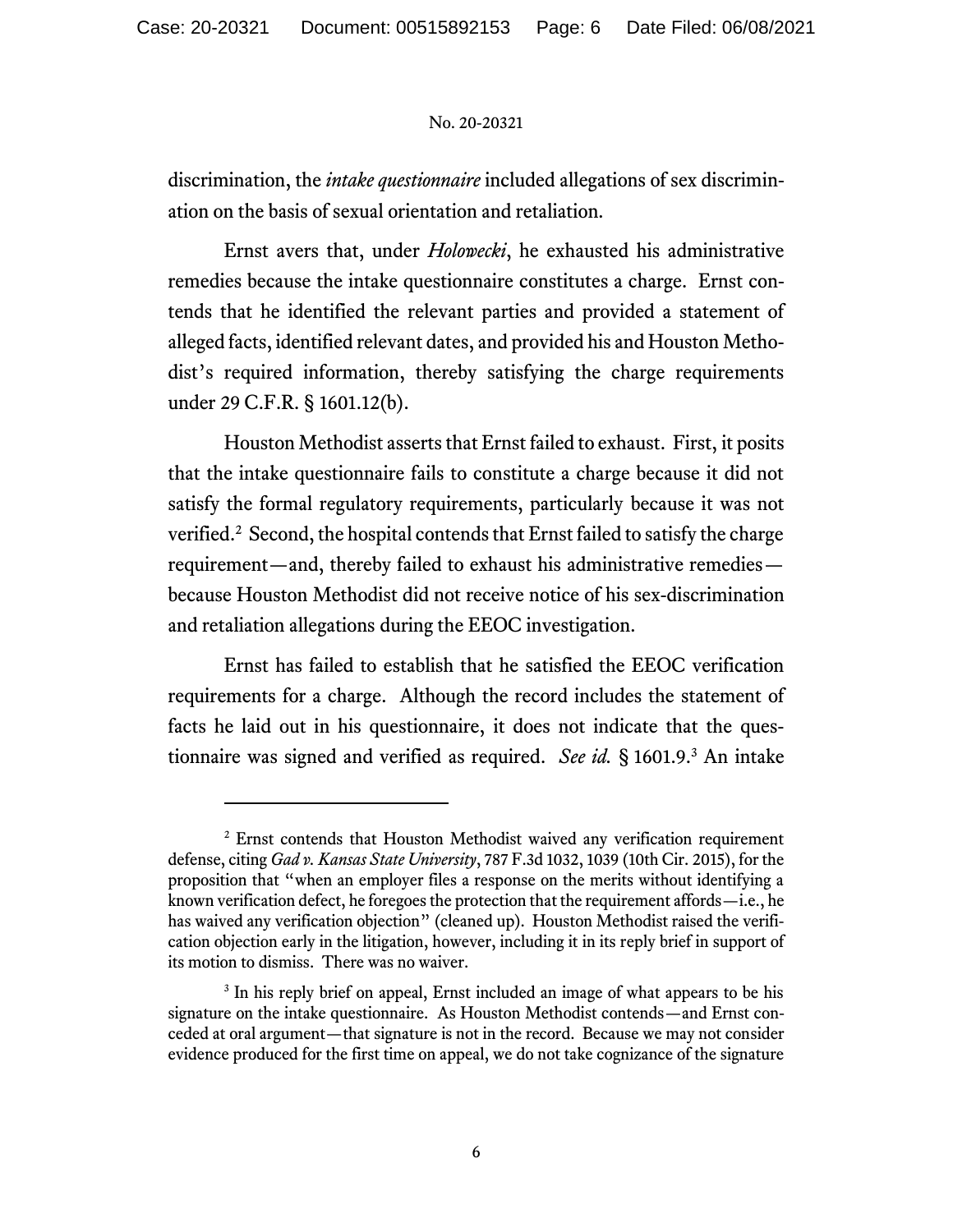discrimination, the *intake questionnaire* included allegations of sex discrimination on the basis of sexual orientation and retaliation.

Ernst avers that, under *Holowecki*, he exhausted his administrative remedies because the intake questionnaire constitutes a charge. Ernst contends that he identified the relevant parties and provided a statement of alleged facts, identified relevant dates, and provided his and Houston Methodist's required information, thereby satisfying the charge requirements under 29 C.F.R. § 1601.12(b).

Houston Methodist asserts that Ernst failed to exhaust. First, it posits that the intake questionnaire fails to constitute a charge because it did not satisfy the formal regulatory requirements, particularly because it was not verified.[2] Second, the hospital contends that Ernst failed to satisfy the charge requirement—and, thereby failed to exhaust his administrative remedies—because Houston Methodist did not receive notice of his sex-discrimination and retaliation allegations during the EEOC investigation.

Ernst has failed to establish that he satisfied the EEOC verification requirements for a charge. Although the record includes the statement of facts he laid out in his questionnaire, it does not indicate that the questionnaire was signed and verified as required. *See id.* § 1601.9.[3] An intake

---

[2] Ernst contends that Houston Methodist waived any verification requirement defense, citing *Gad v. Kansas State University*, 787 F.3d 1032, 1039 (10th Cir. 2015), for the proposition that "when an employer files a response on the merits without identifying a known verification defect, he foregoes the protection that the requirement affords—i.e., he has waived any verification objection" (cleaned up). Houston Methodist raised the verification objection early in the litigation, however, including it in its reply brief in support of its motion to dismiss. There was no waiver.

[3] In his reply brief on appeal, Ernst included an image of what appears to be his signature on the intake questionnaire. As Houston Methodist contends—and Ernst conceded at oral argument—that signature is not in the record. Because we may not consider evidence produced for the first time on appeal, we do not take cognizance of the signature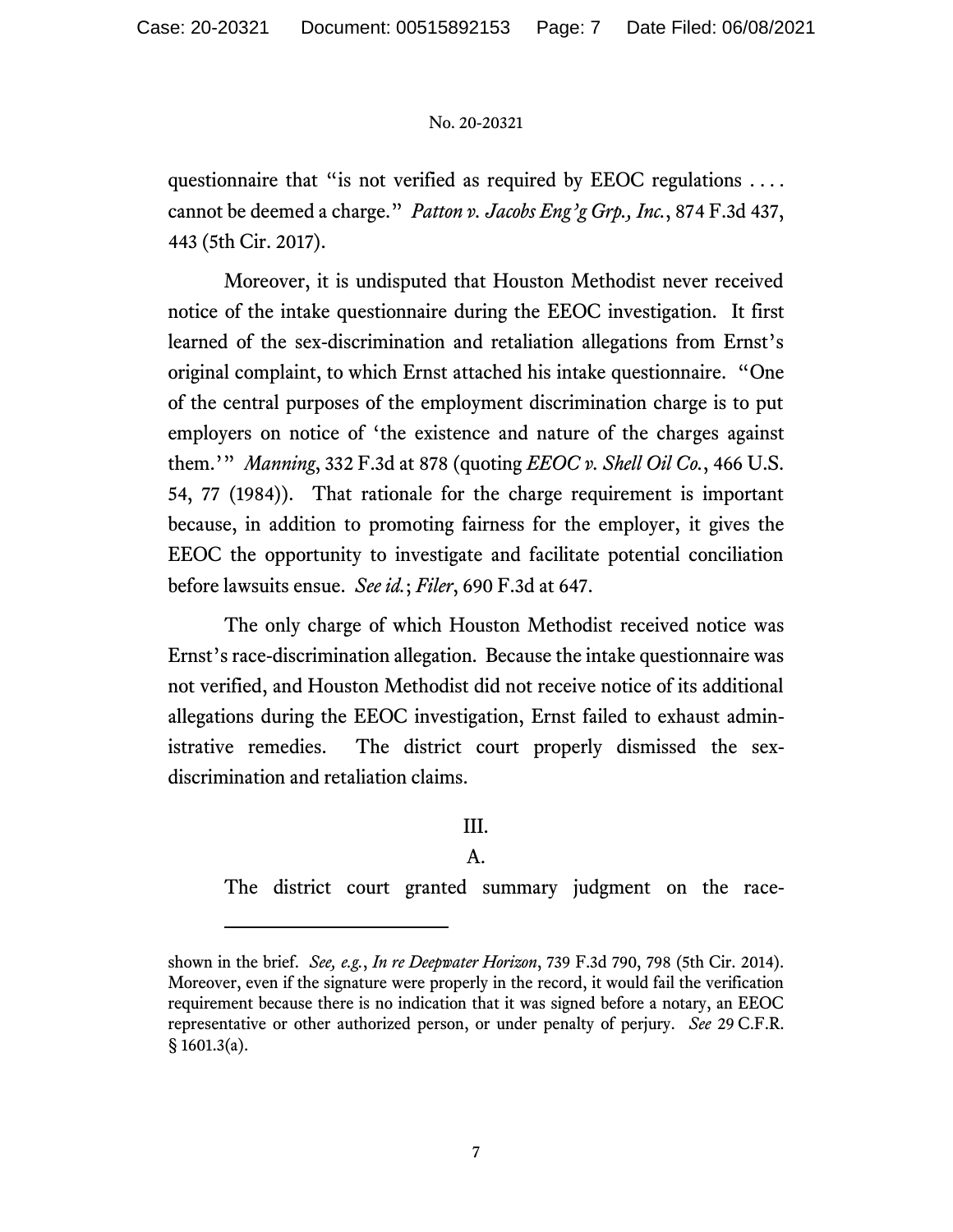questionnaire that "is not verified as required by EEOC regulations . . . . cannot be deemed a charge." *Patton v. Jacobs Eng'g Grp., Inc.*, 874 F.3d 437, 443 (5th Cir. 2017).

Moreover, it is undisputed that Houston Methodist never received notice of the intake questionnaire during the EEOC investigation. It first learned of the sex-discrimination and retaliation allegations from Ernst's original complaint, to which Ernst attached his intake questionnaire. "One of the central purposes of the employment discrimination charge is to put employers on notice of 'the existence and nature of the charges against them.'" *Manning*, 332 F.3d at 878 (quoting *EEOC v. Shell Oil Co.*, 466 U.S. 54, 77 (1984)). That rationale for the charge requirement is important because, in addition to promoting fairness for the employer, it gives the EEOC the opportunity to investigate and facilitate potential conciliation before lawsuits ensue. *See id.*; *Filer*, 690 F.3d at 647.

The only charge of which Houston Methodist received notice was Ernst's race-discrimination allegation. Because the intake questionnaire was not verified, and Houston Methodist did not receive notice of its additional allegations during the EEOC investigation, Ernst failed to exhaust administrative remedies. The district court properly dismissed the sex-discrimination and retaliation claims.

## III.

### A.

The district court granted summary judgment on the race-

---

shown in the brief. *See, e.g.*, *In re Deepwater Horizon*, 739 F.3d 790, 798 (5th Cir. 2014). Moreover, even if the signature were properly in the record, it would fail the verification requirement because there is no indication that it was signed before a notary, an EEOC representative or other authorized person, or under penalty of perjury. *See* 29 C.F.R. § 1601.3(a).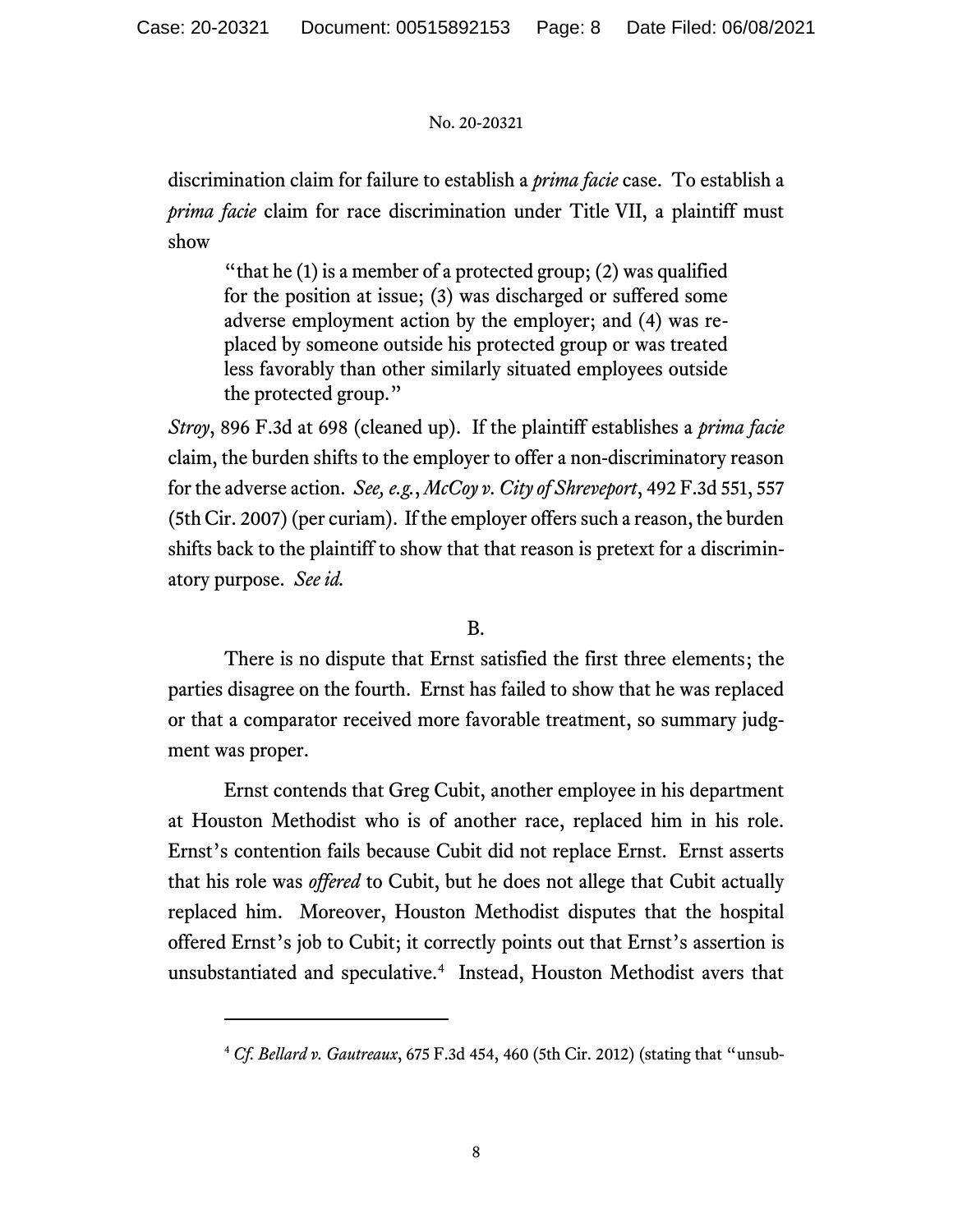discrimination claim for failure to establish a *prima facie* case. To establish a *prima facie* claim for race discrimination under Title VII, a plaintiff must show

> "that he (1) is a member of a protected group; (2) was qualified for the position at issue; (3) was discharged or suffered some adverse employment action by the employer; and (4) was replaced by someone outside his protected group or was treated less favorably than other similarly situated employees outside the protected group."

*Stroy*, 896 F.3d at 698 (cleaned up). If the plaintiff establishes a *prima facie* claim, the burden shifts to the employer to offer a non-discriminatory reason for the adverse action. *See, e.g.*, *McCoy v. City of Shreveport*, 492 F.3d 551, 557 (5th Cir. 2007) (per curiam). If the employer offers such a reason, the burden shifts back to the plaintiff to show that that reason is pretext for a discriminatory purpose. *See id.*

### B.

There is no dispute that Ernst satisfied the first three elements; the parties disagree on the fourth. Ernst has failed to show that he was replaced or that a comparator received more favorable treatment, so summary judgment was proper.

Ernst contends that Greg Cubit, another employee in his department at Houston Methodist who is of another race, replaced him in his role. Ernst's contention fails because Cubit did not replace Ernst. Ernst asserts that his role was *offered* to Cubit, but he does not allege that Cubit actually replaced him. Moreover, Houston Methodist disputes that the hospital offered Ernst's job to Cubit; it correctly points out that Ernst's assertion is unsubstantiated and speculative.[4] Instead, Houston Methodist avers that

---

[4] *Cf. Bellard v. Gautreaux*, 675 F.3d 454, 460 (5th Cir. 2012) (stating that "unsub-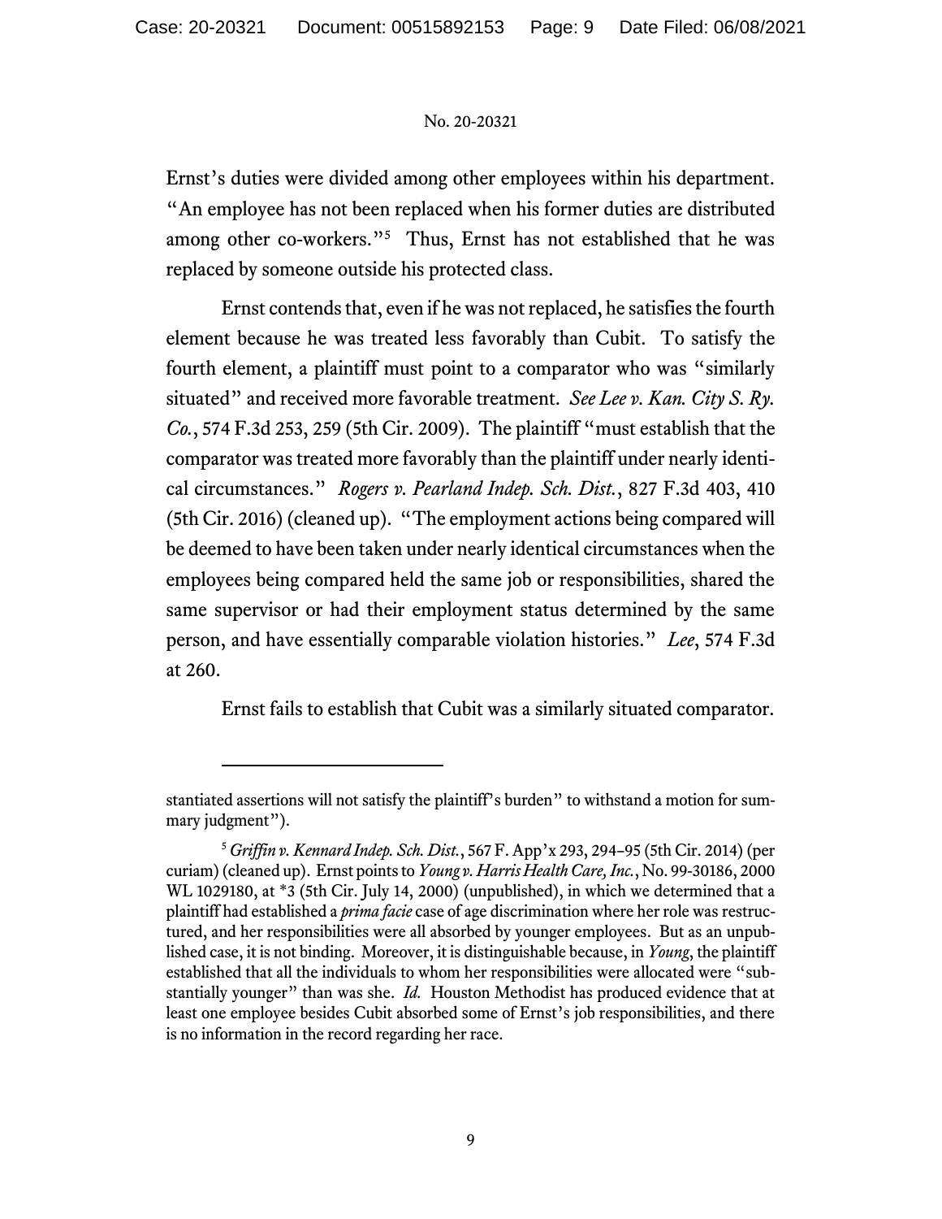Ernst's duties were divided among other employees within his department. "An employee has not been replaced when his former duties are distributed among other co-workers."[5] Thus, Ernst has not established that he was replaced by someone outside his protected class.

Ernst contends that, even if he was not replaced, he satisfies the fourth element because he was treated less favorably than Cubit. To satisfy the fourth element, a plaintiff must point to a comparator who was "similarly situated" and received more favorable treatment. *See Lee v. Kan. City S. Ry. Co.*, 574 F.3d 253, 259 (5th Cir. 2009). The plaintiff "must establish that the comparator was treated more favorably than the plaintiff under nearly identical circumstances." *Rogers v. Pearland Indep. Sch. Dist.*, 827 F.3d 403, 410 (5th Cir. 2016) (cleaned up). "The employment actions being compared will be deemed to have been taken under nearly identical circumstances when the employees being compared held the same job or responsibilities, shared the same supervisor or had their employment status determined by the same person, and have essentially comparable violation histories." *Lee*, 574 F.3d at 260.

Ernst fails to establish that Cubit was a similarly situated comparator.

---

stantiated assertions will not satisfy the plaintiff's burden" to withstand a motion for summary judgment").

[5] *Griffin v. Kennard Indep. Sch. Dist.*, 567 F. App'x 293, 294–95 (5th Cir. 2014) (per curiam) (cleaned up). Ernst points to *Young v. Harris Health Care, Inc.*, No. 99-30186, 2000 WL 1029180, at *3 (5th Cir. July 14, 2000) (unpublished), in which we determined that a plaintiff had established a *prima facie* case of age discrimination where her role was restructured, and her responsibilities were all absorbed by younger employees. But as an unpublished case, it is not binding. Moreover, it is distinguishable because, in *Young*, the plaintiff established that all the individuals to whom her responsibilities were allocated were "substantially younger" than was she. *Id.* Houston Methodist has produced evidence that at least one employee besides Cubit absorbed some of Ernst's job responsibilities, and there is no information in the record regarding her race.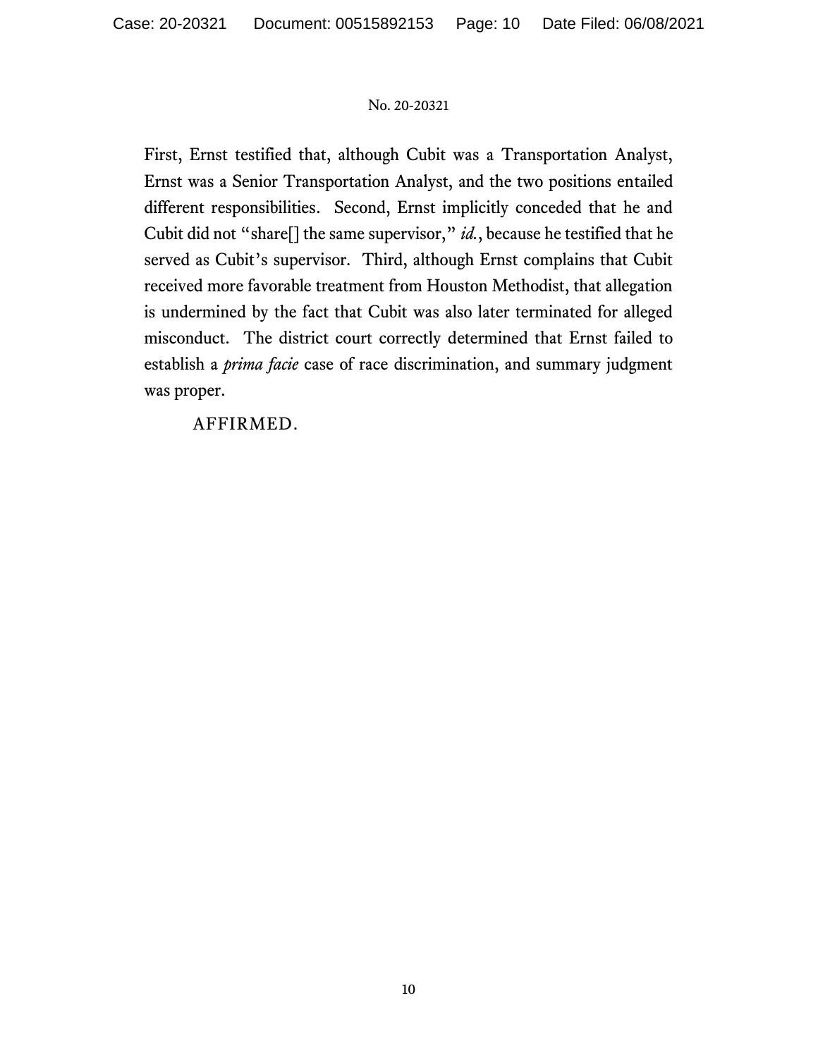First, Ernst testified that, although Cubit was a Transportation Analyst, Ernst was a Senior Transportation Analyst, and the two positions entailed different responsibilities. Second, Ernst implicitly conceded that he and Cubit did not "share[] the same supervisor," *id.*, because he testified that he served as Cubit's supervisor. Third, although Ernst complains that Cubit received more favorable treatment from Houston Methodist, that allegation is undermined by the fact that Cubit was also later terminated for alleged misconduct. The district court correctly determined that Ernst failed to establish a *prima facie* case of race discrimination, and summary judgment was proper.

AFFIRMED.